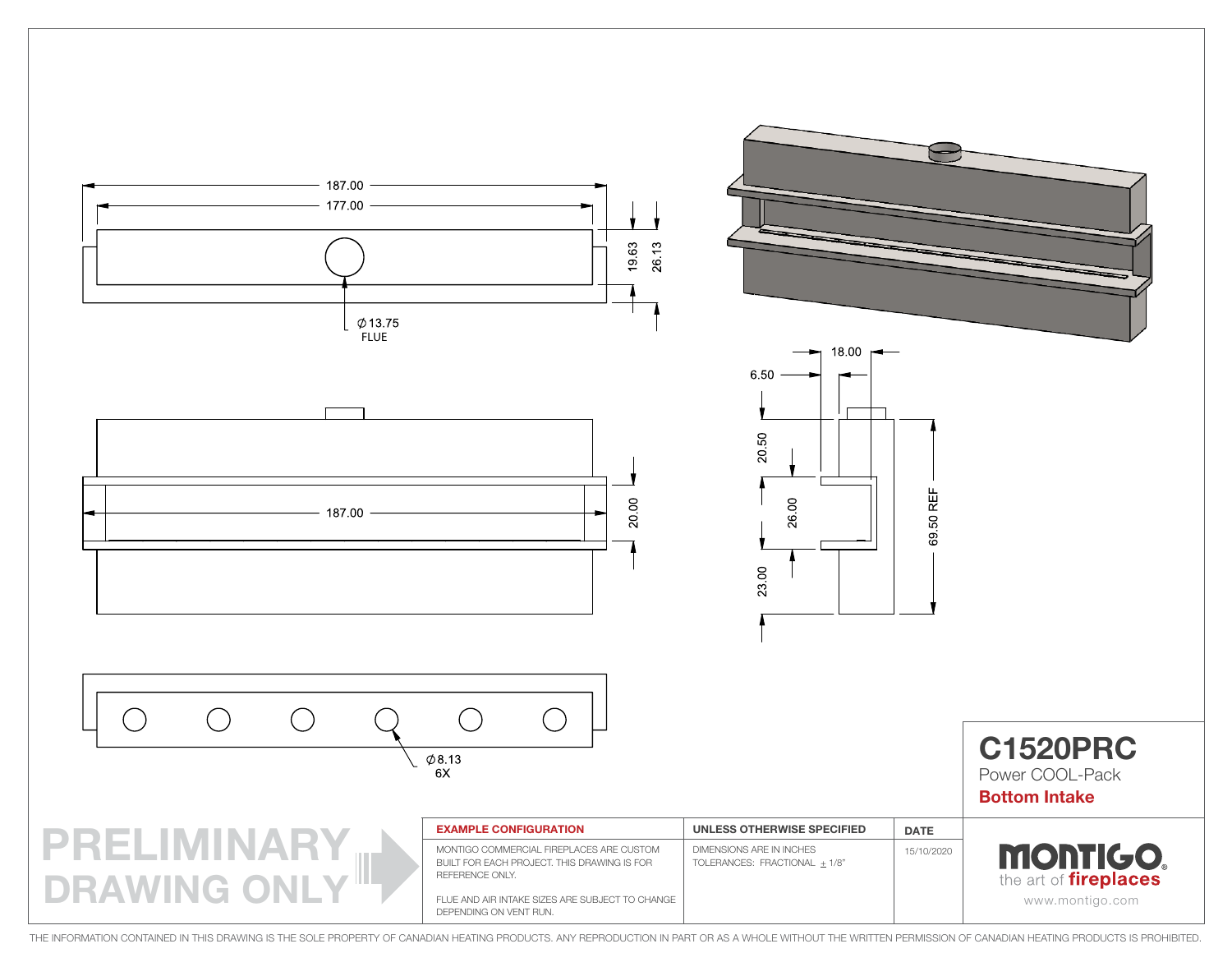187.00

177.00

19.63

26.13

∅13.75
FLUE

187.00

20.00

18.00

6.50

20.50

26.00

23.00

69.50 REF

∅8.13
6X

# C1520PRC

Power COOL-Pack

**Bottom Intake**

**PRELIMINARY DRAWING ONLY**

| EXAMPLE CONFIGURATION | UNLESS OTHERWISE SPECIFIED | DATE |
|---|---|---|
| MONTIGO COMMERCIAL FIREPLACES ARE CUSTOM BUILT FOR EACH PROJECT. THIS DRAWING IS FOR REFERENCE ONLY.<br><br>FLUE AND AIR INTAKE SIZES ARE SUBJECT TO CHANGE DEPENDING ON VENT RUN. | DIMENSIONS ARE IN INCHES<br>TOLERANCES: FRACTIONAL ± 1/8" | 15/10/2020 |

MONTIGO® the art of fireplaces

www.montigo.com

THE INFORMATION CONTAINED IN THIS DRAWING IS THE SOLE PROPERTY OF CANADIAN HEATING PRODUCTS. ANY REPRODUCTION IN PART OR AS A WHOLE WITHOUT THE WRITTEN PERMISSION OF CANADIAN HEATING PRODUCTS IS PROHIBITED.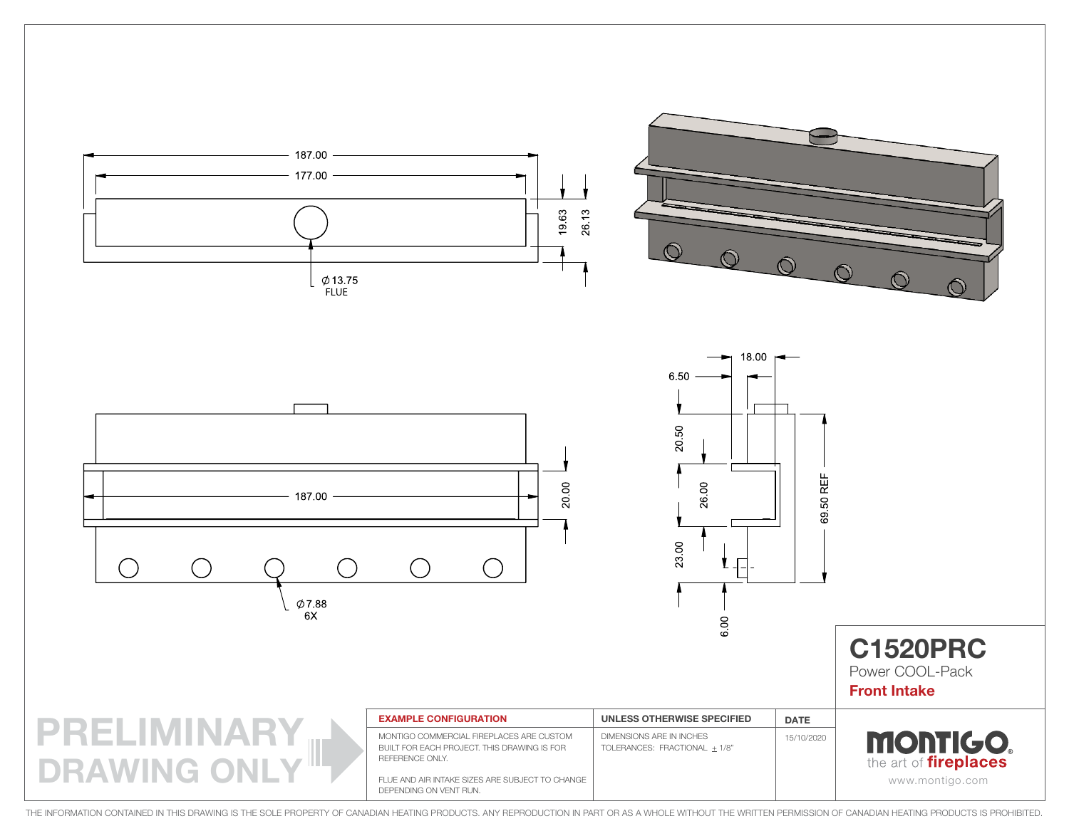187.00

177.00

19.63

26.13

Ø 13.75
FLUE

187.00

20.00

Ø 7.88
6X

18.00

6.50

20.50

26.00

69.50 REF

23.00

6.00

# C1520PRC

Power COOL-Pack

**Front Intake**

PRELIMINARY DRAWING ONLY

| EXAMPLE CONFIGURATION | UNLESS OTHERWISE SPECIFIED | DATE |
|---|---|---|
| MONTIGO COMMERCIAL FIREPLACES ARE CUSTOM BUILT FOR EACH PROJECT. THIS DRAWING IS FOR REFERENCE ONLY.<br><br>FLUE AND AIR INTAKE SIZES ARE SUBJECT TO CHANGE DEPENDING ON VENT RUN. | DIMENSIONS ARE IN INCHES<br>TOLERANCES: FRACTIONAL ± 1/8" | 15/10/2020 |

MONTIGO®
the art of fireplaces
www.montigo.com

THE INFORMATION CONTAINED IN THIS DRAWING IS THE SOLE PROPERTY OF CANADIAN HEATING PRODUCTS. ANY REPRODUCTION IN PART OR AS A WHOLE WITHOUT THE WRITTEN PERMISSION OF CANADIAN HEATING PRODUCTS IS PROHIBITED.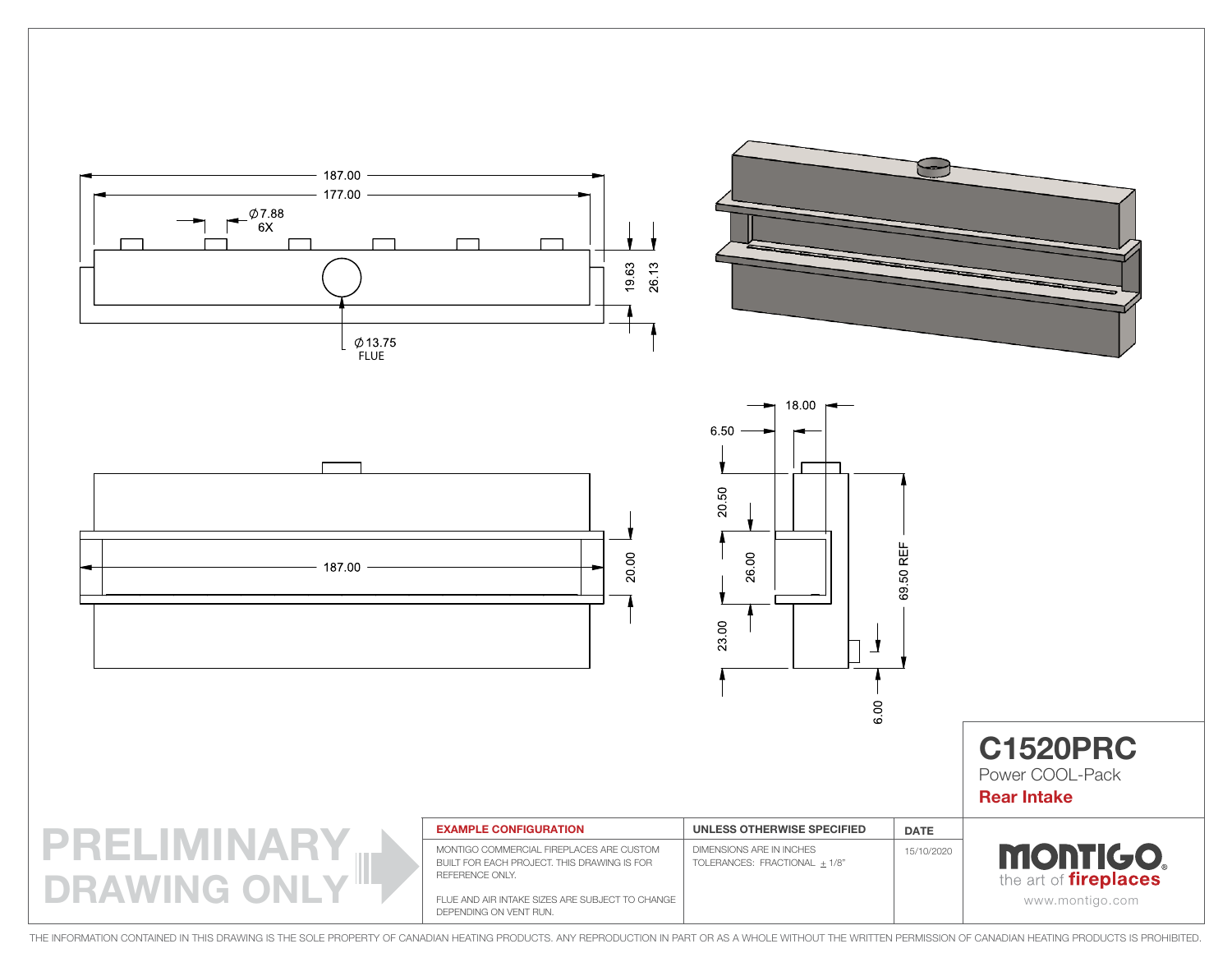187.00

177.00

Ø 7.88
6X

19.63

26.13

Ø 13.75
FLUE

187.00

20.00

18.00

6.50

20.50

26.00

23.00

69.50 REF

6.00

# C1520PRC

Power COOL-Pack

**Rear Intake**

**PRELIMINARY DRAWING ONLY**

| EXAMPLE CONFIGURATION | UNLESS OTHERWISE SPECIFIED | DATE |
|---|---|---|
| MONTIGO COMMERCIAL FIREPLACES ARE CUSTOM BUILT FOR EACH PROJECT. THIS DRAWING IS FOR REFERENCE ONLY.<br><br>FLUE AND AIR INTAKE SIZES ARE SUBJECT TO CHANGE DEPENDING ON VENT RUN. | DIMENSIONS ARE IN INCHES<br>TOLERANCES: FRACTIONAL ± 1/8" | 15/10/2020 |

MONTIGO
the art of fireplaces
www.montigo.com

THE INFORMATION CONTAINED IN THIS DRAWING IS THE SOLE PROPERTY OF CANADIAN HEATING PRODUCTS. ANY REPRODUCTION IN PART OR AS A WHOLE WITHOUT THE WRITTEN PERMISSION OF CANADIAN HEATING PRODUCTS IS PROHIBITED.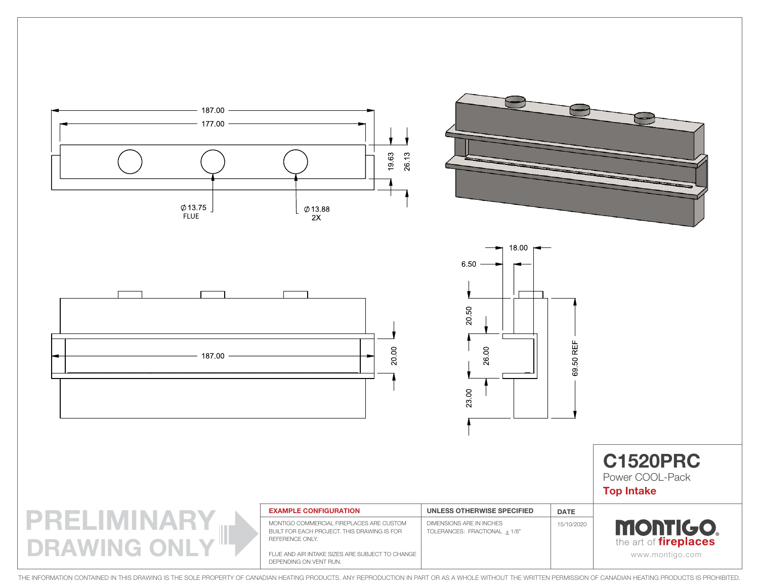187.00

177.00

19.63

26.13

Ø 13.75
FLUE

Ø 13.88
2X

187.00

20.00

18.00

6.50

20.50

26.00

23.00

69.50 REF

# C1520PRC

Power COOL-Pack

**Top Intake**

PRELIMINARY DRAWING ONLY

| EXAMPLE CONFIGURATION | UNLESS OTHERWISE SPECIFIED | DATE |
|---|---|---|
| MONTIGO COMMERCIAL FIREPLACES ARE CUSTOM BUILT FOR EACH PROJECT. THIS DRAWING IS FOR REFERENCE ONLY. FLUE AND AIR INTAKE SIZES ARE SUBJECT TO CHANGE DEPENDING ON VENT RUN. | DIMENSIONS ARE IN INCHES TOLERANCES: FRACTIONAL ± 1/8" | 15/10/2020 |

MONTIGO
the art of fireplaces
www.montigo.com

THE INFORMATION CONTAINED IN THIS DRAWING IS THE SOLE PROPERTY OF CANADIAN HEATING PRODUCTS. ANY REPRODUCTION IN PART OR AS A WHOLE WITHOUT THE WRITTEN PERMISSION OF CANADIAN HEATING PRODUCTS IS PROHIBITED.